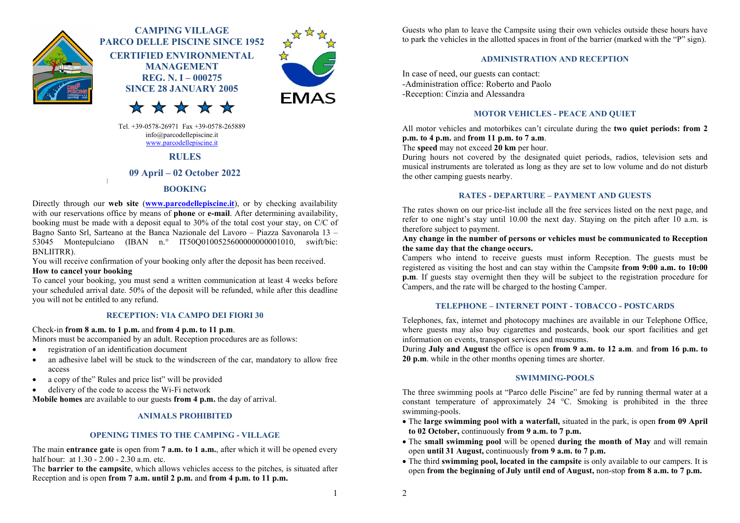# CAMPING VILLAGE PARCO DELLE PISCINE SINCE 1952

## CERTIFIED ENVIRONMENTAL MANAGEMENT REG. N. I – 000275 SINCE 28 JANUARY 2005

★ ★ ★ ★ ★

EMAS

Tel. +39-0578-26971 Fax +39-0578-265889
info@parcodellepiscine.it
www.parcodellepiscine.it

## RULES

## 09 April – 02 October 2022

### BOOKING

Directly through our **web site** (**www.parcodellepiscine.it**), or by checking availability with our reservations office by means of **phone** or **e-mail**. After determining availability, booking must be made with a deposit equal to 30% of the total cost your stay, on C/C of Bagno Santo Srl, Sarteano at the Banca Nazionale del Lavoro – Piazza Savonarola 13 – 53045 Montepulciano (IBAN n.° IT50Q0100525600000000001010, swift/bic: BNLIITRR).

You will receive confirmation of your booking only after the deposit has been received.

**How to cancel your booking**

To cancel your booking, you must send a written communication at least 4 weeks before your scheduled arrival date. 50% of the deposit will be refunded, while after this deadline you will not be entitled to any refund.

### RECEPTION: VIA CAMPO DEI FIORI 30

Check-in **from 8 a.m. to 1 p.m.** and **from 4 p.m. to 11 p.m**.

Minors must be accompanied by an adult. Reception procedures are as follows:

- registration of an identification document
- an adhesive label will be stuck to the windscreen of the car, mandatory to allow free access
- a copy of the" Rules and price list" will be provided
- delivery of the code to access the Wi-Fi network

**Mobile homes** are available to our guests **from 4 p.m.** the day of arrival.

### ANIMALS PROHIBITED

### OPENING TIMES TO THE CAMPING - VILLAGE

The main **entrance gate** is open from **7 a.m. to 1 a.m.**, after which it will be opened every half hour: at 1.30 - 2.00 - 2.30 a.m. etc.

The **barrier to the campsite**, which allows vehicles access to the pitches, is situated after Reception and is open **from 7 a.m. until 2 p.m.** and **from 4 p.m. to 11 p.m.**

Guests who plan to leave the Campsite using their own vehicles outside these hours have to park the vehicles in the allotted spaces in front of the barrier (marked with the "P" sign).

### ADMINISTRATION AND RECEPTION

In case of need, our guests can contact:
-Administration office: Roberto and Paolo
-Reception: Cinzia and Alessandra

### MOTOR VEHICLES - PEACE AND QUIET

All motor vehicles and motorbikes can't circulate during the **two quiet periods: from 2 p.m. to 4 p.m.** and **from 11 p.m. to 7 a.m**.

The **speed** may not exceed **20 km** per hour.

During hours not covered by the designated quiet periods, radios, television sets and musical instruments are tolerated as long as they are set to low volume and do not disturb the other camping guests nearby.

### RATES - DEPARTURE – PAYMENT AND GUESTS

The rates shown on our price-list include all the free services listed on the next page, and refer to one night's stay until 10.00 the next day. Staying on the pitch after 10 a.m. is therefore subject to payment.

**Any change in the number of persons or vehicles must be communicated to Reception the same day that the change occurs.**

Campers who intend to receive guests must inform Reception. The guests must be registered as visiting the host and can stay within the Campsite **from 9:00 a.m. to 10:00 p.m**. If guests stay overnight then they will be subject to the registration procedure for Campers, and the rate will be charged to the hosting Camper.

### TELEPHONE – INTERNET POINT - TOBACCO - POSTCARDS

Telephones, fax, internet and photocopy machines are available in our Telephone Office, where guests may also buy cigarettes and postcards, book our sport facilities and get information on events, transport services and museums.

During **July and August** the office is open **from 9 a.m. to 12 a.m**. and **from 16 p.m. to 20 p.m**. while in the other months opening times are shorter.

### SWIMMING-POOLS

The three swimming pools at "Parco delle Piscine" are fed by running thermal water at a constant temperature of approximately 24 °C. Smoking is prohibited in the three swimming-pools.

- The **large swimming pool with a waterfall,** situated in the park, is open **from 09 April to 02 October,** continuously **from 9 a.m. to 7 p.m.**
- The **small swimming pool** will be opened **during the month of May** and will remain open **until 31 August,** continuously **from 9 a.m. to 7 p.m.**
- The third **swimming pool, located in the campsite** is only available to our campers. It is open **from the beginning of July until end of August,** non-stop **from 8 a.m. to 7 p.m.**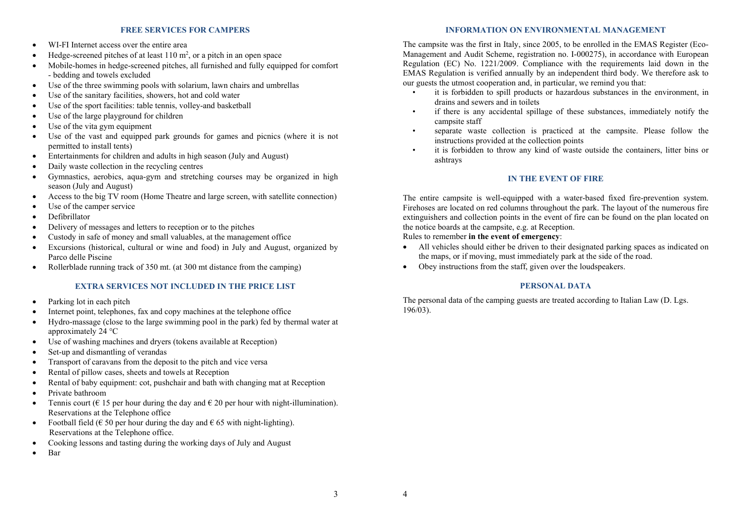## FREE SERVICES FOR CAMPERS

- WI-FI Internet access over the entire area
- Hedge-screened pitches of at least 110 m$^2$, or a pitch in an open space
- Mobile-homes in hedge-screened pitches, all furnished and fully equipped for comfort - bedding and towels excluded
- Use of the three swimming pools with solarium, lawn chairs and umbrellas
- Use of the sanitary facilities, showers, hot and cold water
- Use of the sport facilities: table tennis, volley-and basketball
- Use of the large playground for children
- Use of the vita gym equipment
- Use of the vast and equipped park grounds for games and picnics (where it is not permitted to install tents)
- Entertainments for children and adults in high season (July and August)
- Daily waste collection in the recycling centres
- Gymnastics, aerobics, aqua-gym and stretching courses may be organized in high season (July and August)
- Access to the big TV room (Home Theatre and large screen, with satellite connection)
- Use of the camper service
- Defibrillator
- Delivery of messages and letters to reception or to the pitches
- Custody in safe of money and small valuables, at the management office
- Excursions (historical, cultural or wine and food) in July and August, organized by Parco delle Piscine
- Rollerblade running track of 350 mt. (at 300 mt distance from the camping)

## EXTRA SERVICES NOT INCLUDED IN THE PRICE LIST

- Parking lot in each pitch
- Internet point, telephones, fax and copy machines at the telephone office
- Hydro-massage (close to the large swimming pool in the park) fed by thermal water at approximately 24 °C
- Use of washing machines and dryers (tokens available at Reception)
- Set-up and dismantling of verandas
- Transport of caravans from the deposit to the pitch and vice versa
- Rental of pillow cases, sheets and towels at Reception
- Rental of baby equipment: cot, pushchair and bath with changing mat at Reception
- Private bathroom
- Tennis court (€ 15 per hour during the day and € 20 per hour with night-illumination). Reservations at the Telephone office
- Football field (€ 50 per hour during the day and € 65 with night-lighting). Reservations at the Telephone office.
- Cooking lessons and tasting during the working days of July and August
- Bar

## INFORMATION ON ENVIRONMENTAL MANAGEMENT

The campsite was the first in Italy, since 2005, to be enrolled in the EMAS Register (Eco-Management and Audit Scheme, registration no. I-000275), in accordance with European Regulation (EC) No. 1221/2009. Compliance with the requirements laid down in the EMAS Regulation is verified annually by an independent third body. We therefore ask to our guests the utmost cooperation and, in particular, we remind you that:

- it is forbidden to spill products or hazardous substances in the environment, in drains and sewers and in toilets
- if there is any accidental spillage of these substances, immediately notify the campsite staff
- separate waste collection is practiced at the campsite. Please follow the instructions provided at the collection points
- it is forbidden to throw any kind of waste outside the containers, litter bins or ashtrays

## IN THE EVENT OF FIRE

The entire campsite is well-equipped with a water-based fixed fire-prevention system. Firehoses are located on red columns throughout the park. The layout of the numerous fire extinguishers and collection points in the event of fire can be found on the plan located on the notice boards at the campsite, e.g. at Reception.

Rules to remember **in the event of emergency**:

- All vehicles should either be driven to their designated parking spaces as indicated on the maps, or if moving, must immediately park at the side of the road.
- Obey instructions from the staff, given over the loudspeakers.

## PERSONAL DATA

The personal data of the camping guests are treated according to Italian Law (D. Lgs. 196/03).